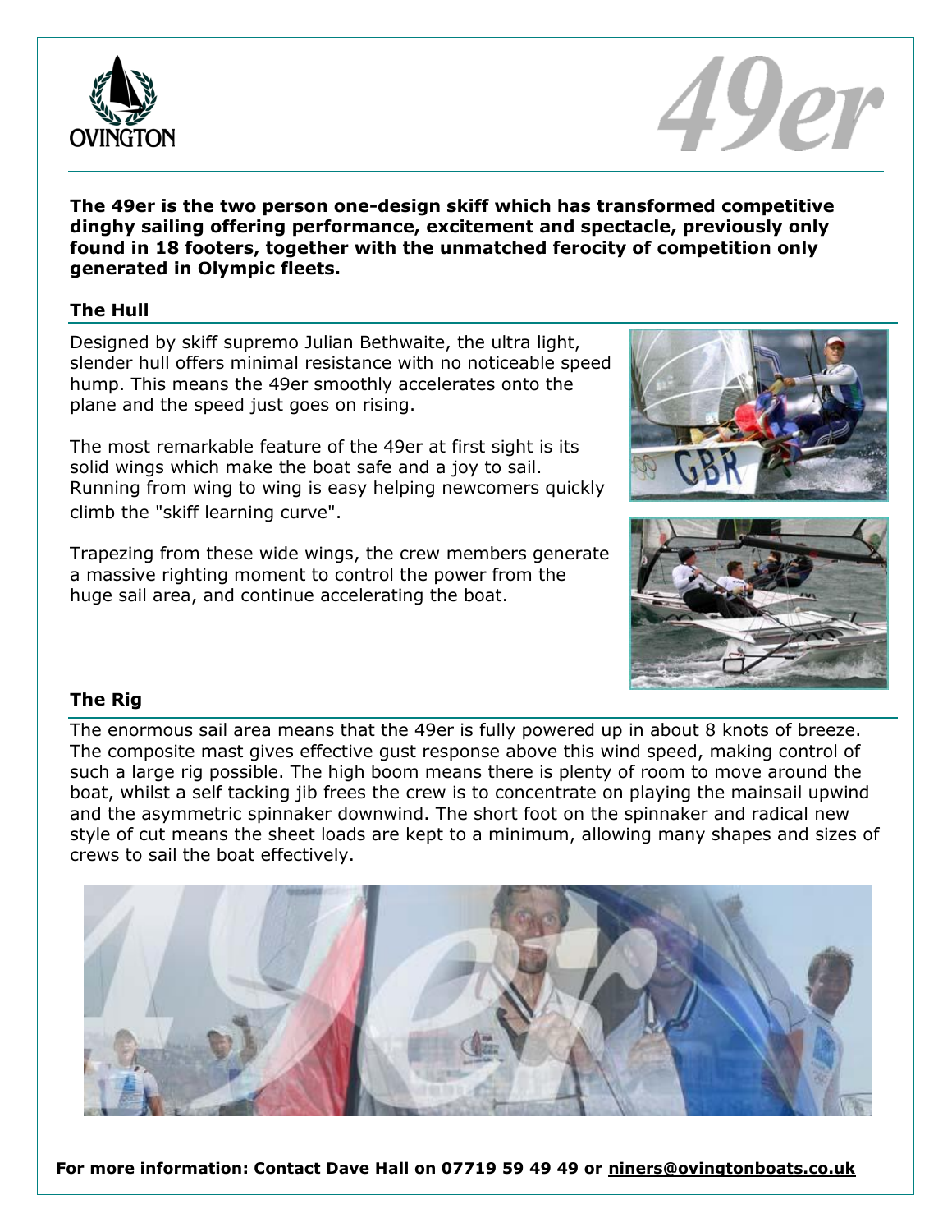# 49er

**The 49er is the two person one-design skiff which has transformed competitive dinghy sailing offering performance, excitement and spectacle, previously only found in 18 footers, together with the unmatched ferocity of competition only generated in Olympic fleets.**

## The Hull

Designed by skiff supremo Julian Bethwaite, the ultra light, slender hull offers minimal resistance with no noticeable speed hump. This means the 49er smoothly accelerates onto the plane and the speed just goes on rising.

The most remarkable feature of the 49er at first sight is its solid wings which make the boat safe and a joy to sail. Running from wing to wing is easy helping newcomers quickly climb the "skiff learning curve".

Trapezing from these wide wings, the crew members generate a massive righting moment to control the power from the huge sail area, and continue accelerating the boat.

## The Rig

The enormous sail area means that the 49er is fully powered up in about 8 knots of breeze. The composite mast gives effective gust response above this wind speed, making control of such a large rig possible. The high boom means there is plenty of room to move around the boat, whilst a self tacking jib frees the crew is to concentrate on playing the mainsail upwind and the asymmetric spinnaker downwind. The short foot on the spinnaker and radical new style of cut means the sheet loads are kept to a minimum, allowing many shapes and sizes of crews to sail the boat effectively.

**For more information: Contact Dave Hall on 07719 59 49 49 or niners@ovingtonboats.co.uk**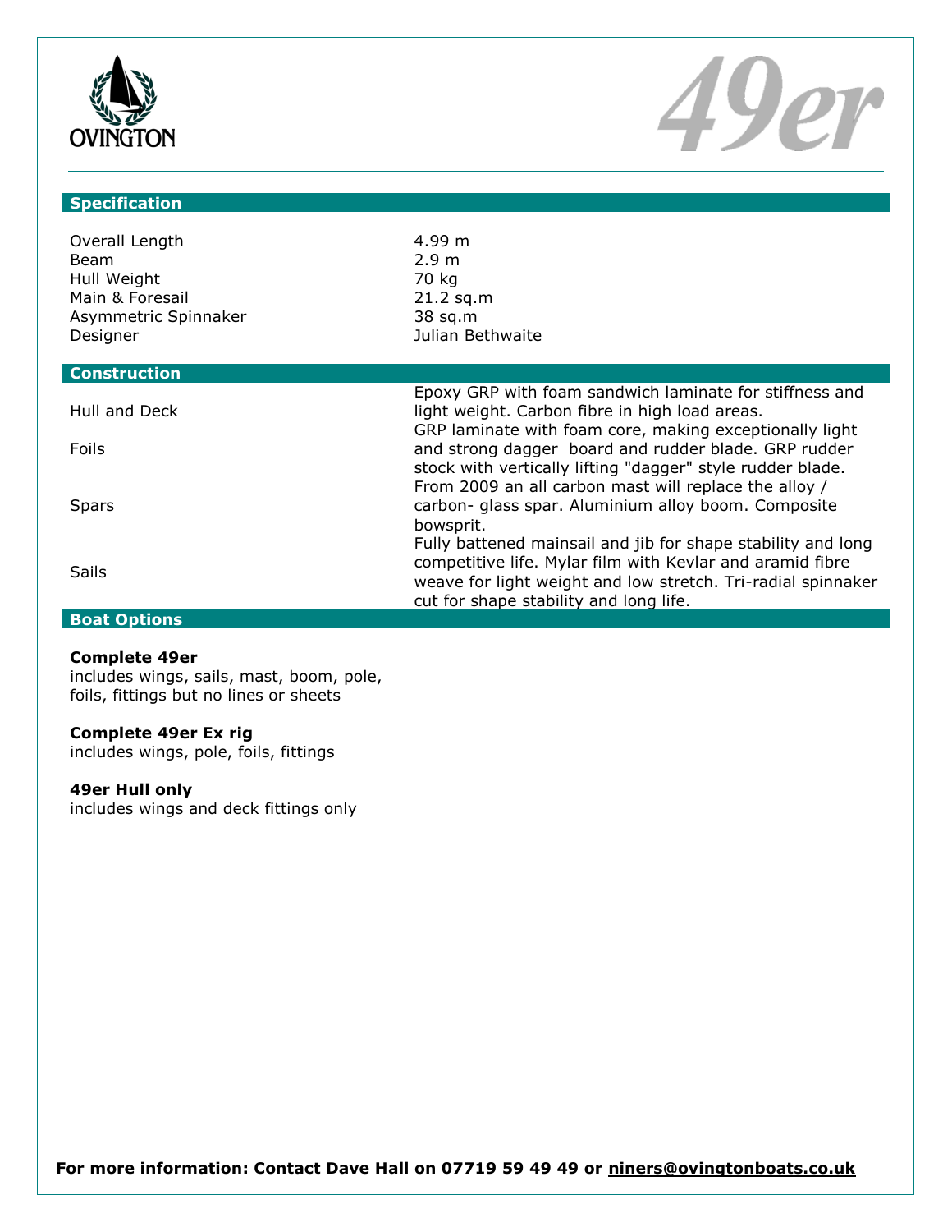OVINGTON

# 49er

## Specification

| | |
|---|---|
| Overall Length | 4.99 m |
| Beam | 2.9 m |
| Hull Weight | 70 kg |
| Main & Foresail | 21.2 sq.m |
| Asymmetric Spinnaker | 38 sq.m |
| Designer | Julian Bethwaite |

## Construction

| | |
|---|---|
| Hull and Deck | Epoxy GRP with foam sandwich laminate for stiffness and light weight. Carbon fibre in high load areas. |
| Foils | GRP laminate with foam core, making exceptionally light and strong dagger board and rudder blade. GRP rudder stock with vertically lifting "dagger" style rudder blade. |
| Spars | From 2009 an all carbon mast will replace the alloy / carbon- glass spar. Aluminium alloy boom. Composite bowsprit. |
| Sails | Fully battened mainsail and jib for shape stability and long competitive life. Mylar film with Kevlar and aramid fibre weave for light weight and low stretch. Tri-radial spinnaker cut for shape stability and long life. |

## Boat Options

**Complete 49er**
includes wings, sails, mast, boom, pole, foils, fittings but no lines or sheets

**Complete 49er Ex rig**
includes wings, pole, foils, fittings

**49er Hull only**
includes wings and deck fittings only

**For more information: Contact Dave Hall on 07719 59 49 49 or niners@ovingtonboats.co.uk**